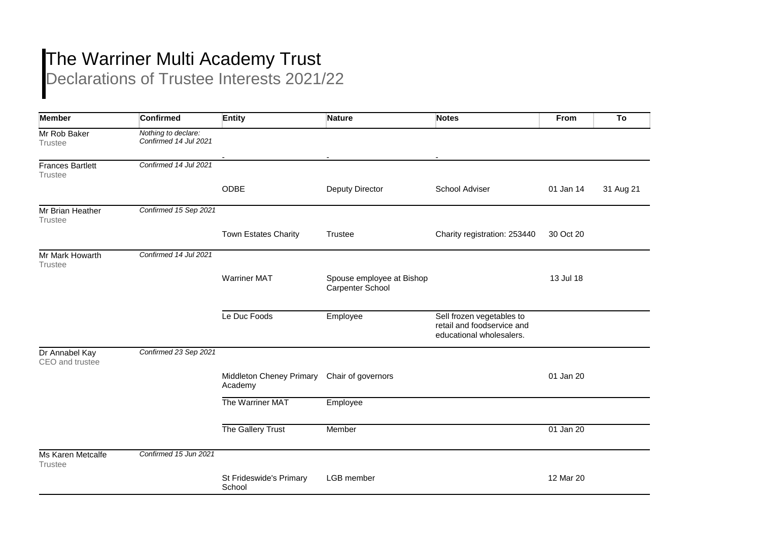# The Warriner Multi Academy Trust

## Declarations of Trustee Interests 2021/22

| Member | Confirmed | Entity | Nature | Notes | From | To |
|---|---|---|---|---|---|---|
| Mr Rob Baker<br>Trustee | *Nothing to declare: Confirmed 14 Jul 2021* | - | - | - | | |
| Frances Bartlett<br>Trustee | *Confirmed 14 Jul 2021* | | | | | |
| | | ODBE | Deputy Director | School Adviser | 01 Jan 14 | 31 Aug 21 |
| Mr Brian Heather<br>Trustee | *Confirmed 15 Sep 2021* | | | | | |
| | | Town Estates Charity | Trustee | Charity registration: 253440 | 30 Oct 20 | |
| Mr Mark Howarth<br>Trustee | *Confirmed 14 Jul 2021* | | | | | |
| | | Warriner MAT | Spouse employee at Bishop Carpenter School | | 13 Jul 18 | |
| | | Le Duc Foods | Employee | Sell frozen vegetables to retail and foodservice and educational wholesalers. | | |
| Dr Annabel Kay<br>CEO and trustee | *Confirmed 23 Sep 2021* | | | | | |
| | | Middleton Cheney Primary Academy | Chair of governors | | 01 Jan 20 | |
| | | The Warriner MAT | Employee | | | |
| | | The Gallery Trust | Member | | 01 Jan 20 | |
| Ms Karen Metcalfe<br>Trustee | *Confirmed 15 Jun 2021* | | | | | |
| | | St Frideswide's Primary School | LGB member | | 12 Mar 20 | |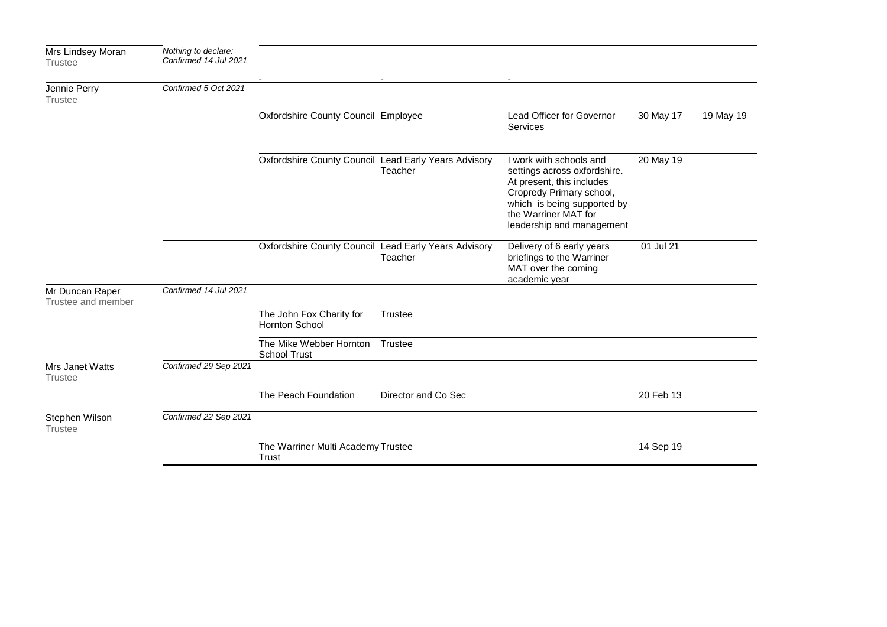| | | | | | | |
|---|---|---|---|---|---|---|
| Mrs Lindsey Moran<br>Trustee | *Nothing to declare: Confirmed 14 Jul 2021* | - | - | - | | |
| Jennie Perry<br>Trustee | *Confirmed 5 Oct 2021* | | | | | |
| | | Oxfordshire County Council | Employee | Lead Officer for Governor Services | 30 May 17 | 19 May 19 |
| | | Oxfordshire County Council | Lead Early Years Advisory Teacher | I work with schools and settings across oxfordshire. At present, this includes Cropredy Primary school, which is being supported by the Warriner MAT for leadership and management | 20 May 19 | |
| | | Oxfordshire County Council | Lead Early Years Advisory Teacher | Delivery of 6 early years briefings to the Warriner MAT over the coming academic year | 01 Jul 21 | |
| Mr Duncan Raper<br>Trustee and member | *Confirmed 14 Jul 2021* | | | | | |
| | | The John Fox Charity for Hornton School | Trustee | | | |
| | | The Mike Webber Hornton School Trust | Trustee | | | |
| Mrs Janet Watts<br>Trustee | *Confirmed 29 Sep 2021* | | | | | |
| | | The Peach Foundation | Director and Co Sec | | 20 Feb 13 | |
| Stephen Wilson<br>Trustee | *Confirmed 22 Sep 2021* | | | | | |
| | | The Warriner Multi Academy Trust | Trustee | | 14 Sep 19 | |